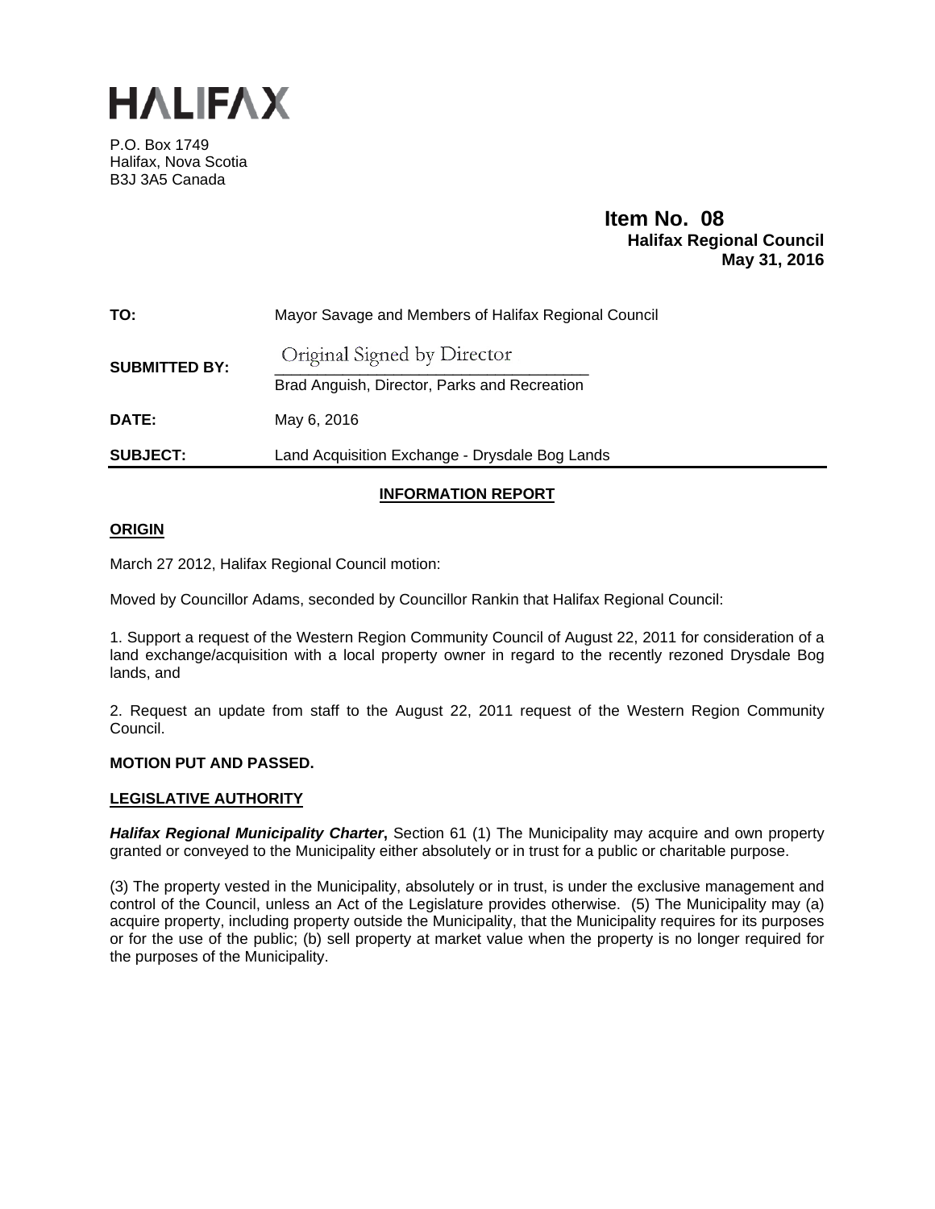# HALIFAX

P.O. Box 1749
Halifax, Nova Scotia
B3J 3A5 Canada

**Item No. 08**
**Halifax Regional Council**
**May 31, 2016**

| | |
|---|---|
| **TO:** | Mayor Savage and Members of Halifax Regional Council |
| **SUBMITTED BY:** | Original Signed by Director<br>Brad Anguish, Director, Parks and Recreation |
| **DATE:** | May 6, 2016 |
| **SUBJECT:** | Land Acquisition Exchange - Drysdale Bog Lands |

## INFORMATION REPORT

### ORIGIN

March 27 2012, Halifax Regional Council motion:

Moved by Councillor Adams, seconded by Councillor Rankin that Halifax Regional Council:

1. Support a request of the Western Region Community Council of August 22, 2011 for consideration of a land exchange/acquisition with a local property owner in regard to the recently rezoned Drysdale Bog lands, and

2. Request an update from staff to the August 22, 2011 request of the Western Region Community Council.

**MOTION PUT AND PASSED.**

### LEGISLATIVE AUTHORITY

***Halifax Regional Municipality Charter*****,** Section 61 (1) The Municipality may acquire and own property granted or conveyed to the Municipality either absolutely or in trust for a public or charitable purpose.

(3) The property vested in the Municipality, absolutely or in trust, is under the exclusive management and control of the Council, unless an Act of the Legislature provides otherwise. (5) The Municipality may (a) acquire property, including property outside the Municipality, that the Municipality requires for its purposes or for the use of the public; (b) sell property at market value when the property is no longer required for the purposes of the Municipality.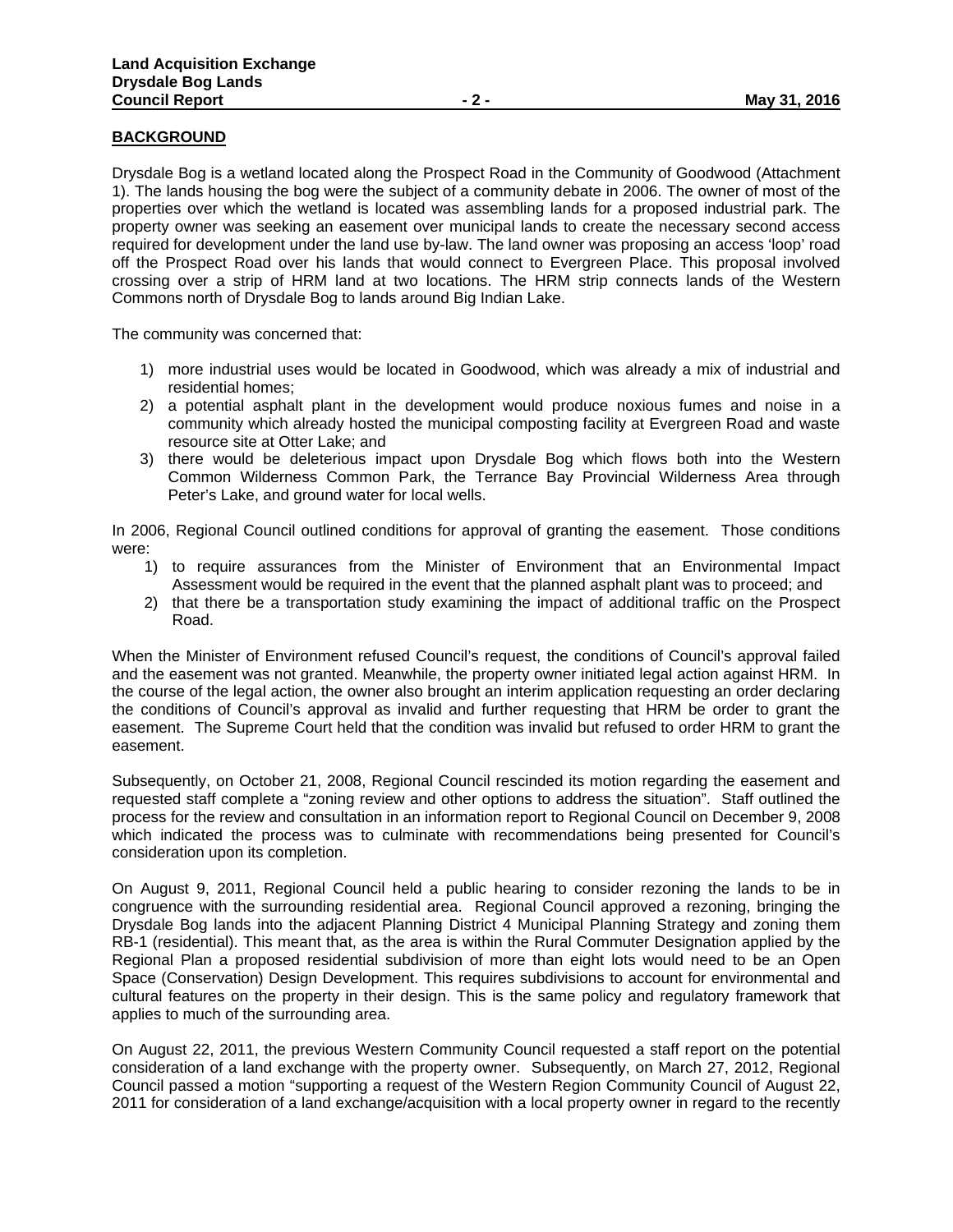## BACKGROUND

Drysdale Bog is a wetland located along the Prospect Road in the Community of Goodwood (Attachment 1). The lands housing the bog were the subject of a community debate in 2006. The owner of most of the properties over which the wetland is located was assembling lands for a proposed industrial park. The property owner was seeking an easement over municipal lands to create the necessary second access required for development under the land use by-law. The land owner was proposing an access 'loop' road off the Prospect Road over his lands that would connect to Evergreen Place. This proposal involved crossing over a strip of HRM land at two locations. The HRM strip connects lands of the Western Commons north of Drysdale Bog to lands around Big Indian Lake.

The community was concerned that:

1) more industrial uses would be located in Goodwood, which was already a mix of industrial and residential homes;
2) a potential asphalt plant in the development would produce noxious fumes and noise in a community which already hosted the municipal composting facility at Evergreen Road and waste resource site at Otter Lake; and
3) there would be deleterious impact upon Drysdale Bog which flows both into the Western Common Wilderness Common Park, the Terrance Bay Provincial Wilderness Area through Peter's Lake, and ground water for local wells.

In 2006, Regional Council outlined conditions for approval of granting the easement. Those conditions were:

1) to require assurances from the Minister of Environment that an Environmental Impact Assessment would be required in the event that the planned asphalt plant was to proceed; and
2) that there be a transportation study examining the impact of additional traffic on the Prospect Road.

When the Minister of Environment refused Council's request, the conditions of Council's approval failed and the easement was not granted. Meanwhile, the property owner initiated legal action against HRM. In the course of the legal action, the owner also brought an interim application requesting an order declaring the conditions of Council's approval as invalid and further requesting that HRM be order to grant the easement. The Supreme Court held that the condition was invalid but refused to order HRM to grant the easement.

Subsequently, on October 21, 2008, Regional Council rescinded its motion regarding the easement and requested staff complete a "zoning review and other options to address the situation". Staff outlined the process for the review and consultation in an information report to Regional Council on December 9, 2008 which indicated the process was to culminate with recommendations being presented for Council's consideration upon its completion.

On August 9, 2011, Regional Council held a public hearing to consider rezoning the lands to be in congruence with the surrounding residential area. Regional Council approved a rezoning, bringing the Drysdale Bog lands into the adjacent Planning District 4 Municipal Planning Strategy and zoning them RB-1 (residential). This meant that, as the area is within the Rural Commuter Designation applied by the Regional Plan a proposed residential subdivision of more than eight lots would need to be an Open Space (Conservation) Design Development. This requires subdivisions to account for environmental and cultural features on the property in their design. This is the same policy and regulatory framework that applies to much of the surrounding area.

On August 22, 2011, the previous Western Community Council requested a staff report on the potential consideration of a land exchange with the property owner. Subsequently, on March 27, 2012, Regional Council passed a motion "supporting a request of the Western Region Community Council of August 22, 2011 for consideration of a land exchange/acquisition with a local property owner in regard to the recently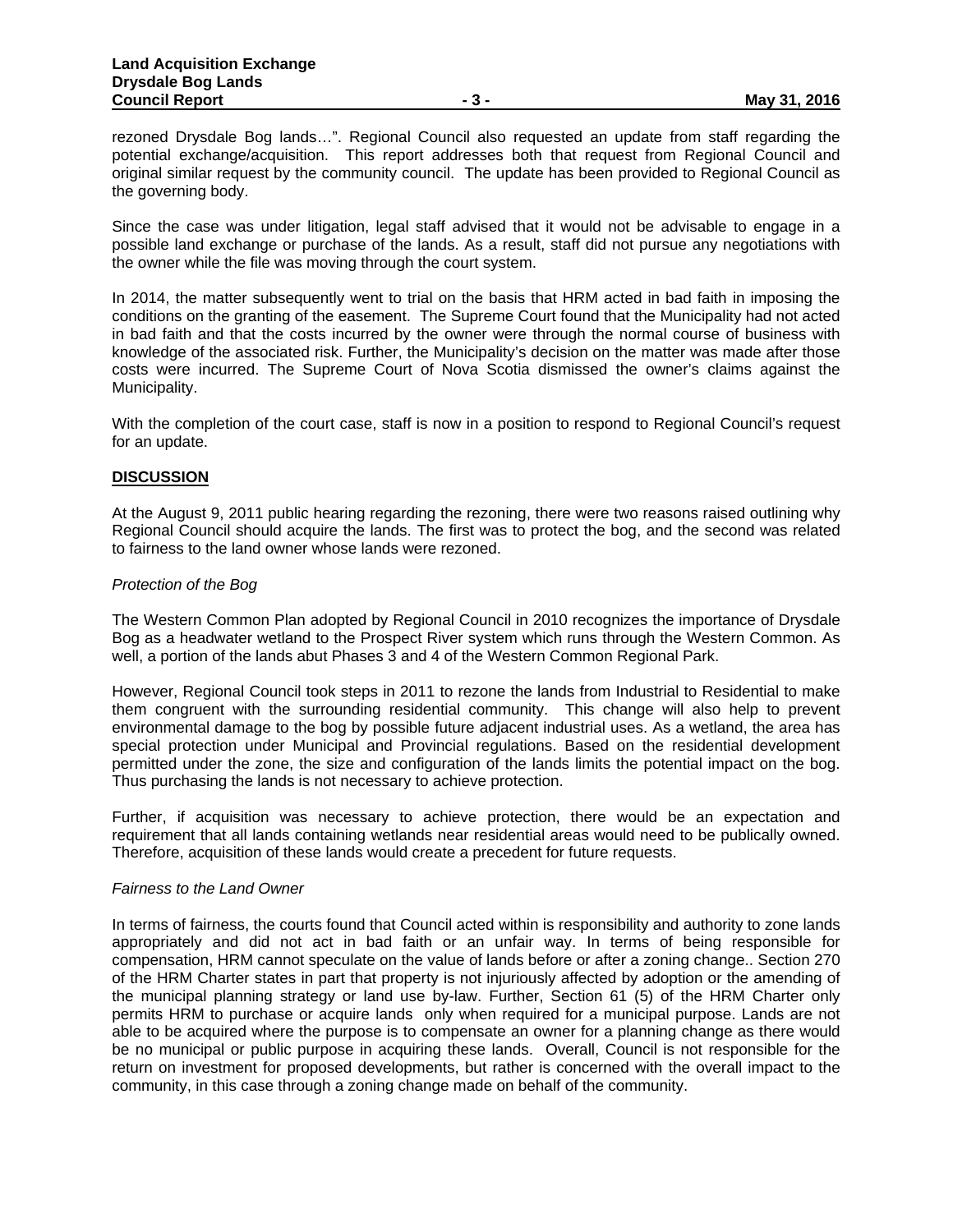rezoned Drysdale Bog lands…". Regional Council also requested an update from staff regarding the potential exchange/acquisition. This report addresses both that request from Regional Council and original similar request by the community council. The update has been provided to Regional Council as the governing body.

Since the case was under litigation, legal staff advised that it would not be advisable to engage in a possible land exchange or purchase of the lands. As a result, staff did not pursue any negotiations with the owner while the file was moving through the court system.

In 2014, the matter subsequently went to trial on the basis that HRM acted in bad faith in imposing the conditions on the granting of the easement. The Supreme Court found that the Municipality had not acted in bad faith and that the costs incurred by the owner were through the normal course of business with knowledge of the associated risk. Further, the Municipality's decision on the matter was made after those costs were incurred. The Supreme Court of Nova Scotia dismissed the owner's claims against the Municipality.

With the completion of the court case, staff is now in a position to respond to Regional Council's request for an update.

## DISCUSSION

At the August 9, 2011 public hearing regarding the rezoning, there were two reasons raised outlining why Regional Council should acquire the lands. The first was to protect the bog, and the second was related to fairness to the land owner whose lands were rezoned.

*Protection of the Bog*

The Western Common Plan adopted by Regional Council in 2010 recognizes the importance of Drysdale Bog as a headwater wetland to the Prospect River system which runs through the Western Common. As well, a portion of the lands abut Phases 3 and 4 of the Western Common Regional Park.

However, Regional Council took steps in 2011 to rezone the lands from Industrial to Residential to make them congruent with the surrounding residential community. This change will also help to prevent environmental damage to the bog by possible future adjacent industrial uses. As a wetland, the area has special protection under Municipal and Provincial regulations. Based on the residential development permitted under the zone, the size and configuration of the lands limits the potential impact on the bog. Thus purchasing the lands is not necessary to achieve protection.

Further, if acquisition was necessary to achieve protection, there would be an expectation and requirement that all lands containing wetlands near residential areas would need to be publically owned. Therefore, acquisition of these lands would create a precedent for future requests.

*Fairness to the Land Owner*

In terms of fairness, the courts found that Council acted within is responsibility and authority to zone lands appropriately and did not act in bad faith or an unfair way. In terms of being responsible for compensation, HRM cannot speculate on the value of lands before or after a zoning change.. Section 270 of the HRM Charter states in part that property is not injuriously affected by adoption or the amending of the municipal planning strategy or land use by-law. Further, Section 61 (5) of the HRM Charter only permits HRM to purchase or acquire lands only when required for a municipal purpose. Lands are not able to be acquired where the purpose is to compensate an owner for a planning change as there would be no municipal or public purpose in acquiring these lands. Overall, Council is not responsible for the return on investment for proposed developments, but rather is concerned with the overall impact to the community, in this case through a zoning change made on behalf of the community.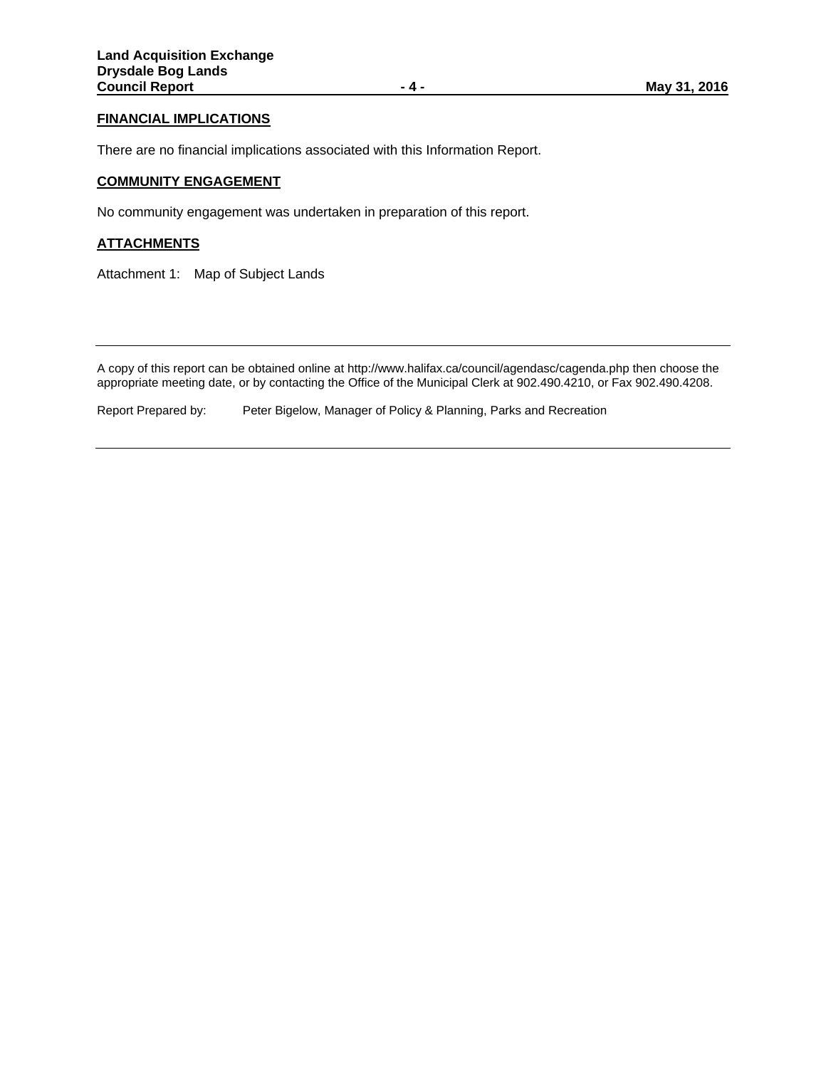## FINANCIAL IMPLICATIONS

There are no financial implications associated with this Information Report.

## COMMUNITY ENGAGEMENT

No community engagement was undertaken in preparation of this report.

## ATTACHMENTS

Attachment 1: Map of Subject Lands

---

A copy of this report can be obtained online at http://www.halifax.ca/council/agendasc/cagenda.php then choose the appropriate meeting date, or by contacting the Office of the Municipal Clerk at 902.490.4210, or Fax 902.490.4208.

Report Prepared by: Peter Bigelow, Manager of Policy & Planning, Parks and Recreation

---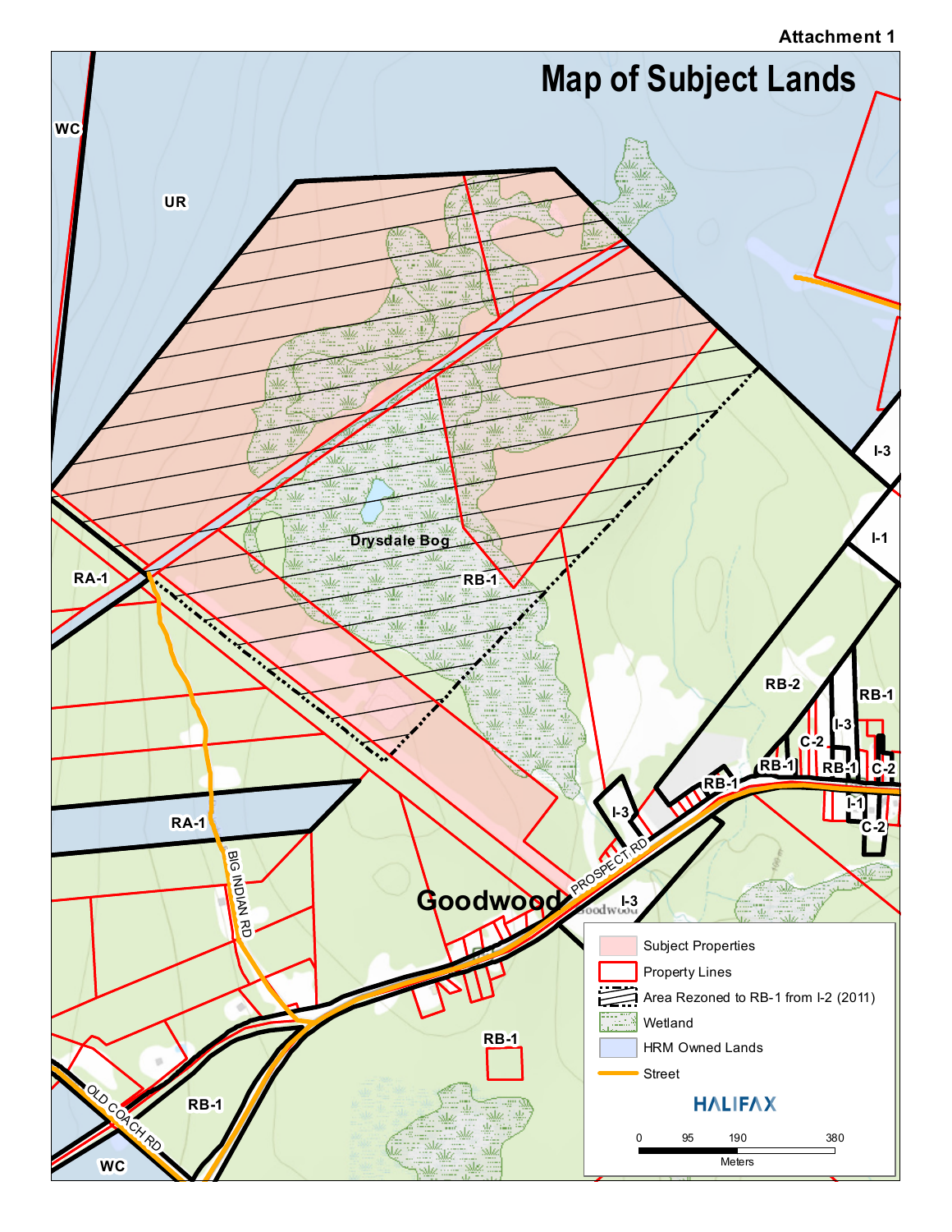Attachment 1

# Map of Subject Lands

WC

UR

Drysdale Bog

RA-1

RB-1

I-3

I-1

RB-2

RB-1

I-3

C-2

RB-1

RB-1

RB-1

C-2

I-1

C-2

I-3

RA-1

BIG INDIAN RD

PROSPECT RD

Goodwood

I-3

RB-1

RB-1

OLD COACH RD

WC

Subject Properties

Property Lines

Area Rezoned to RB-1 from I-2 (2011)

Wetland

HRM Owned Lands

Street

HALIFAX

0 95 190 380

Meters